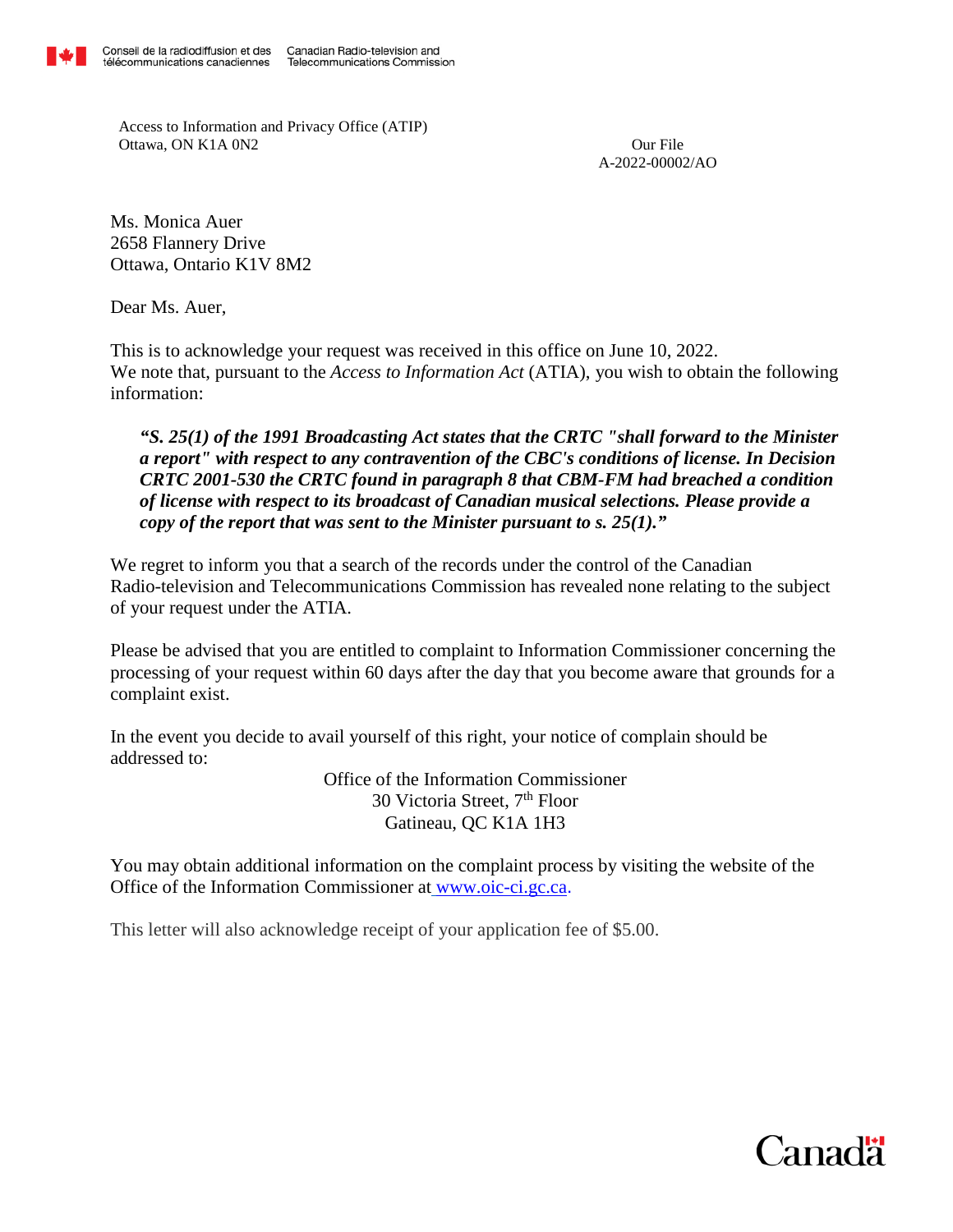Conseil de la radiodiffusion et des télécommunications canadiennes | Canadian Radio-television and Telecommunications Commission

Access to Information and Privacy Office (ATIP)
Ottawa, ON K1A 0N2

Our File
A-2022-00002/AO

Ms. Monica Auer
2658 Flannery Drive
Ottawa, Ontario K1V 8M2

Dear Ms. Auer,

This is to acknowledge your request was received in this office on June 10, 2022. We note that, pursuant to the *Access to Information Act* (ATIA), you wish to obtain the following information:

> ***"S. 25(1) of the 1991 Broadcasting Act states that the CRTC "shall forward to the Minister a report" with respect to any contravention of the CBC's conditions of license. In Decision CRTC 2001-530 the CRTC found in paragraph 8 that CBM-FM had breached a condition of license with respect to its broadcast of Canadian musical selections. Please provide a copy of the report that was sent to the Minister pursuant to s. 25(1)."***

We regret to inform you that a search of the records under the control of the Canadian Radio-television and Telecommunications Commission has revealed none relating to the subject of your request under the ATIA.

Please be advised that you are entitled to complaint to Information Commissioner concerning the processing of your request within 60 days after the day that you become aware that grounds for a complaint exist.

In the event you decide to avail yourself of this right, your notice of complain should be addressed to:

Office of the Information Commissioner
30 Victoria Street, 7th Floor
Gatineau, QC K1A 1H3

You may obtain additional information on the complaint process by visiting the website of the Office of the Information Commissioner at [www.oic-ci.gc.ca](http://www.oic-ci.gc.ca).

This letter will also acknowledge receipt of your application fee of $5.00.

Canada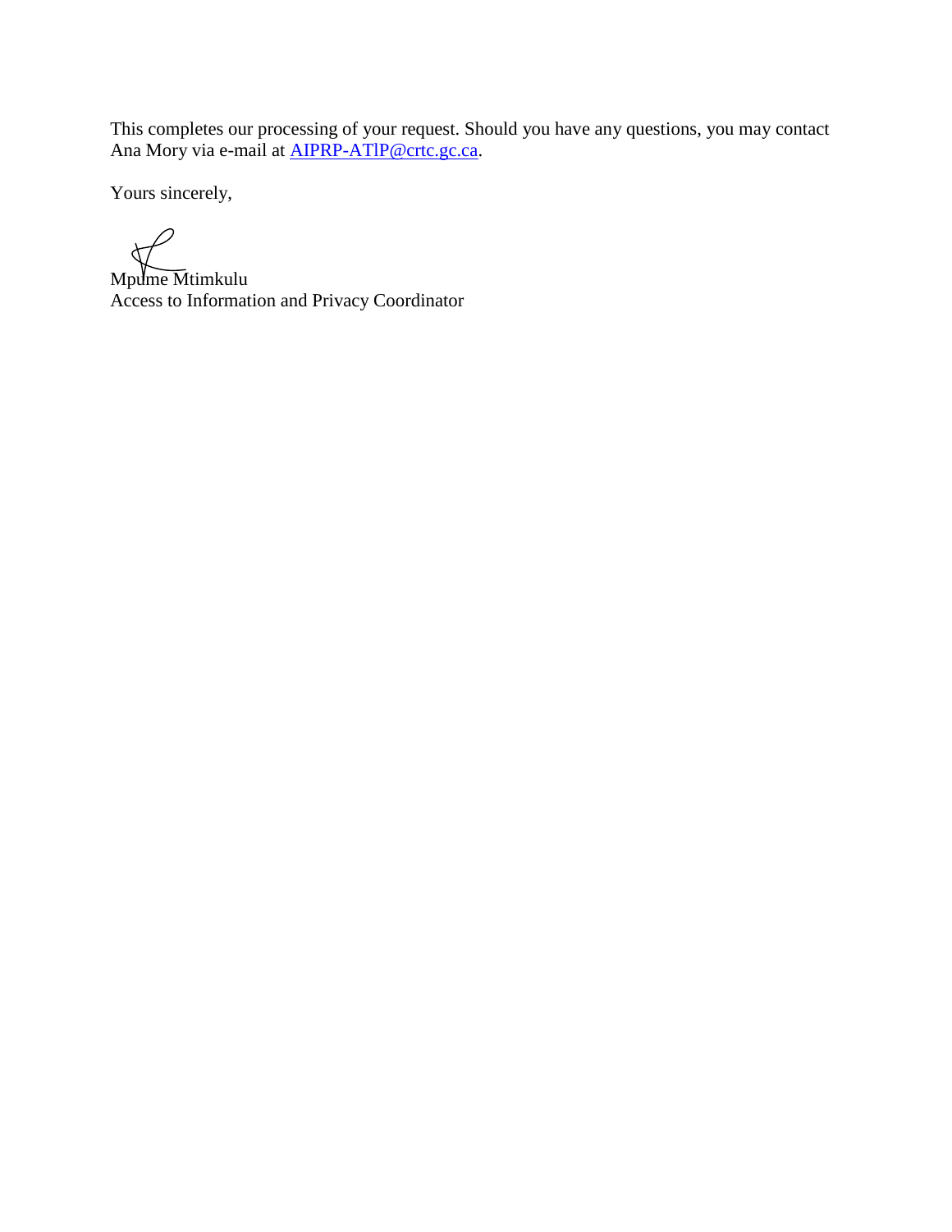This completes our processing of your request. Should you have any questions, you may contact Ana Mory via e-mail at AIPRP-ATIP@crtc.gc.ca.

Yours sincerely,

Mpume Mtimkulu  
Access to Information and Privacy Coordinator